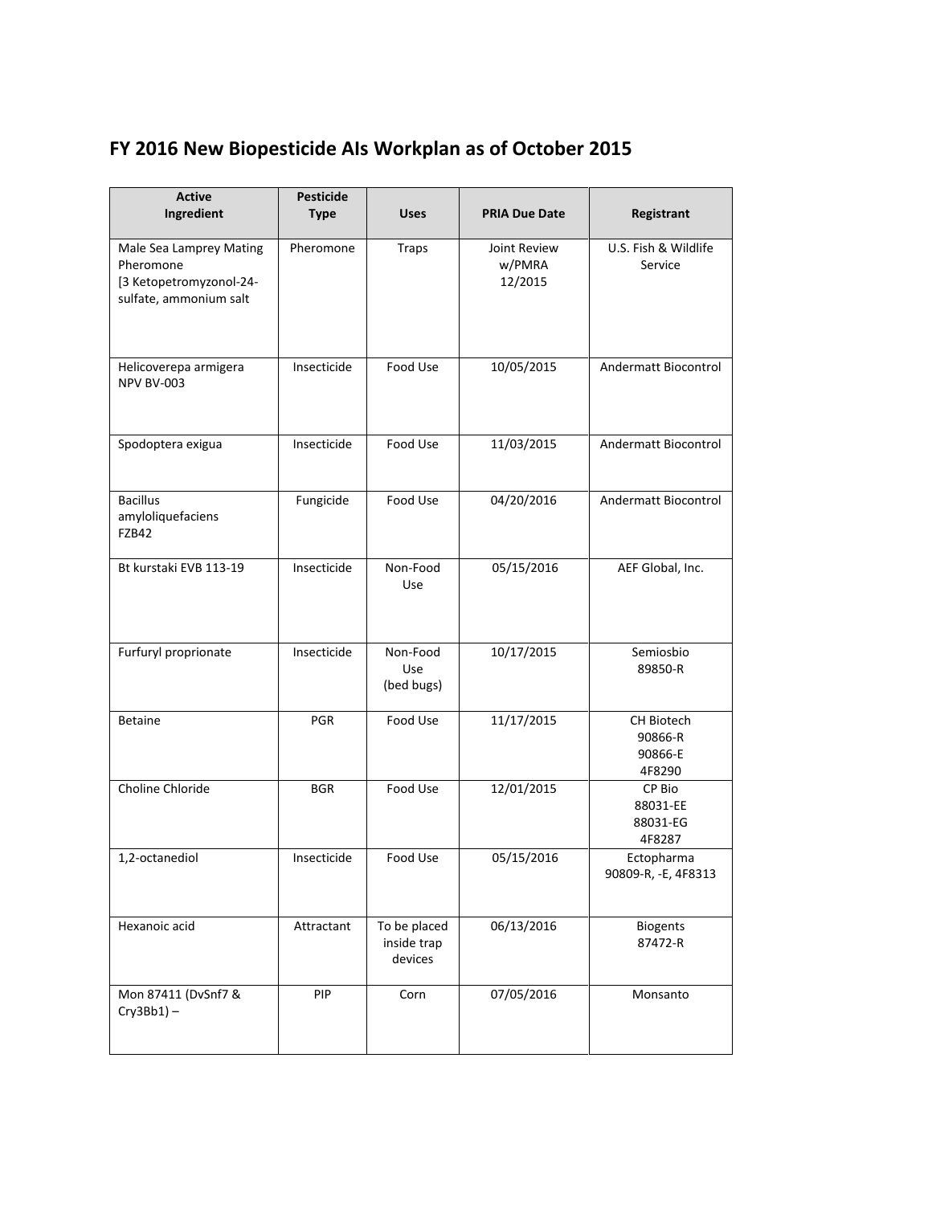## FY 2016 New Biopesticide AIs Workplan as of October 2015

| Active Ingredient | Pesticide Type | Uses | PRIA Due Date | Registrant |
|---|---|---|---|---|
| Male Sea Lamprey Mating Pheromone [3 Ketopetromyzonol-24-sulfate, ammonium salt | Pheromone | Traps | Joint Review w/PMRA 12/2015 | U.S. Fish & Wildlife Service |
| Helicoverepa armigera NPV BV-003 | Insecticide | Food Use | 10/05/2015 | Andermatt Biocontrol |
| Spodoptera exigua | Insecticide | Food Use | 11/03/2015 | Andermatt Biocontrol |
| Bacillus amyloliquefaciens FZB42 | Fungicide | Food Use | 04/20/2016 | Andermatt Biocontrol |
| Bt kurstaki EVB 113-19 | Insecticide | Non-Food Use | 05/15/2016 | AEF Global, Inc. |
| Furfuryl proprionate | Insecticide | Non-Food Use (bed bugs) | 10/17/2015 | Semiosbio 89850-R |
| Betaine | PGR | Food Use | 11/17/2015 | CH Biotech 90866-R 90866-E 4F8290 |
| Choline Chloride | BGR | Food Use | 12/01/2015 | CP Bio 88031-EE 88031-EG 4F8287 |
| 1,2-octanediol | Insecticide | Food Use | 05/15/2016 | Ectopharma 90809-R, -E, 4F8313 |
| Hexanoic acid | Attractant | To be placed inside trap devices | 06/13/2016 | Biogents 87472-R |
| Mon 87411 (DvSnf7 & Cry3Bb1) – | PIP | Corn | 07/05/2016 | Monsanto |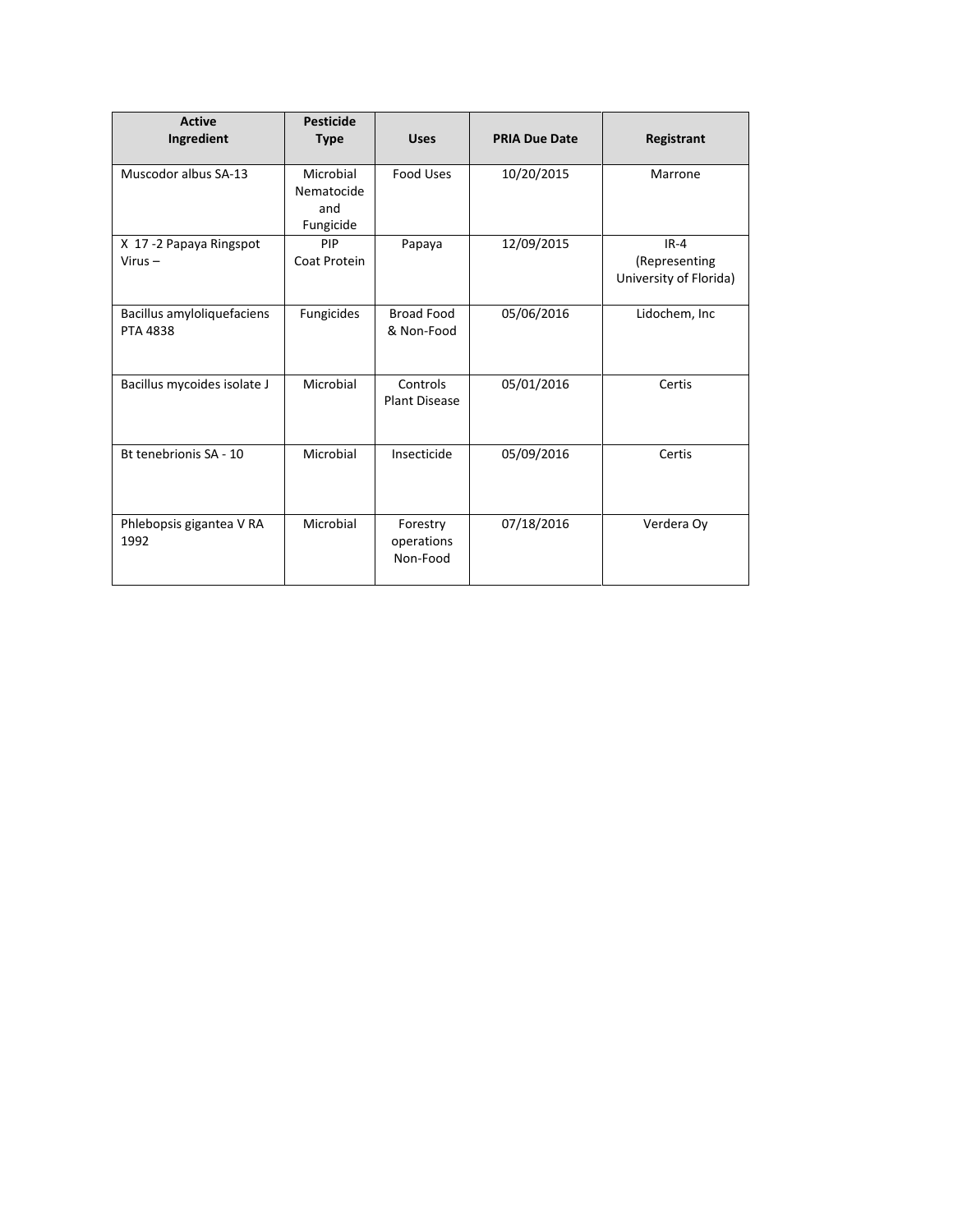| Active Ingredient | Pesticide Type | Uses | PRIA Due Date | Registrant |
|---|---|---|---|---|
| Muscodor albus SA-13 | Microbial Nematocide and Fungicide | Food Uses | 10/20/2015 | Marrone |
| X 17 -2 Papaya Ringspot Virus – | PIP Coat Protein | Papaya | 12/09/2015 | IR-4 (Representing University of Florida) |
| Bacillus amyloliquefaciens PTA 4838 | Fungicides | Broad Food & Non-Food | 05/06/2016 | Lidochem, Inc |
| Bacillus mycoides isolate J | Microbial | Controls Plant Disease | 05/01/2016 | Certis |
| Bt tenebrionis SA - 10 | Microbial | Insecticide | 05/09/2016 | Certis |
| Phlebopsis gigantea V RA 1992 | Microbial | Forestry operations Non-Food | 07/18/2016 | Verdera Oy |